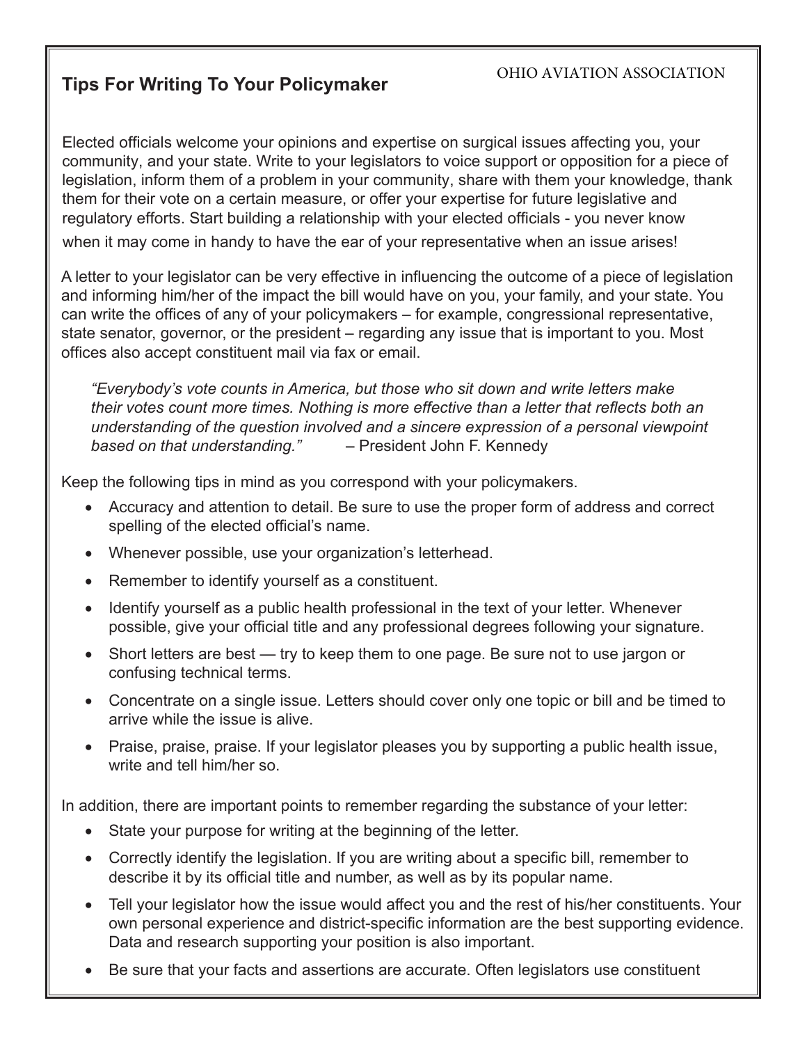OHIO AVIATION ASSOCIATION

## Tips For Writing To Your Policymaker

Elected officials welcome your opinions and expertise on surgical issues affecting you, your community, and your state. Write to your legislators to voice support or opposition for a piece of legislation, inform them of a problem in your community, share with them your knowledge, thank them for their vote on a certain measure, or offer your expertise for future legislative and regulatory efforts. Start building a relationship with your elected officials - you never know when it may come in handy to have the ear of your representative when an issue arises!

A letter to your legislator can be very effective in influencing the outcome of a piece of legislation and informing him/her of the impact the bill would have on you, your family, and your state. You can write the offices of any of your policymakers – for example, congressional representative, state senator, governor, or the president – regarding any issue that is important to you. Most offices also accept constituent mail via fax or email.

> *"Everybody's vote counts in America, but those who sit down and write letters make their votes count more times. Nothing is more effective than a letter that reflects both an understanding of the question involved and a sincere expression of a personal viewpoint based on that understanding."* – President John F. Kennedy

Keep the following tips in mind as you correspond with your policymakers.

- Accuracy and attention to detail. Be sure to use the proper form of address and correct spelling of the elected official's name.
- Whenever possible, use your organization's letterhead.
- Remember to identify yourself as a constituent.
- Identify yourself as a public health professional in the text of your letter. Whenever possible, give your official title and any professional degrees following your signature.
- Short letters are best — try to keep them to one page. Be sure not to use jargon or confusing technical terms.
- Concentrate on a single issue. Letters should cover only one topic or bill and be timed to arrive while the issue is alive.
- Praise, praise, praise. If your legislator pleases you by supporting a public health issue, write and tell him/her so.

In addition, there are important points to remember regarding the substance of your letter:

- State your purpose for writing at the beginning of the letter.
- Correctly identify the legislation. If you are writing about a specific bill, remember to describe it by its official title and number, as well as by its popular name.
- Tell your legislator how the issue would affect you and the rest of his/her constituents. Your own personal experience and district-specific information are the best supporting evidence. Data and research supporting your position is also important.
- Be sure that your facts and assertions are accurate. Often legislators use constituent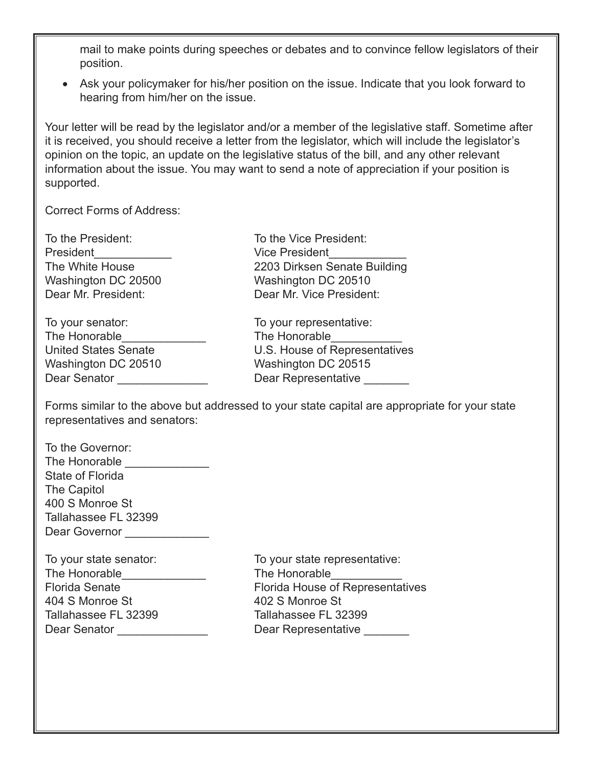mail to make points during speeches or debates and to convince fellow legislators of their position.

- Ask your policymaker for his/her position on the issue. Indicate that you look forward to hearing from him/her on the issue.

Your letter will be read by the legislator and/or a member of the legislative staff. Sometime after it is received, you should receive a letter from the legislator, which will include the legislator's opinion on the topic, an update on the legislative status of the bill, and any other relevant information about the issue. You may want to send a note of appreciation if your position is supported.

Correct Forms of Address:

To the President:
President____________
The White House
Washington DC 20500
Dear Mr. President:

To the Vice President:
Vice President____________
2203 Dirksen Senate Building
Washington DC 20510
Dear Mr. Vice President:

To your senator:
The Honorable_____________
United States Senate
Washington DC 20510
Dear Senator ______________

To your representative:
The Honorable___________
U.S. House of Representatives
Washington DC 20515
Dear Representative _______

Forms similar to the above but addressed to your state capital are appropriate for your state representatives and senators:

To the Governor:
The Honorable _____________
State of Florida
The Capitol
400 S Monroe St
Tallahassee FL 32399
Dear Governor _____________

To your state senator:
The Honorable_____________
Florida Senate
404 S Monroe St
Tallahassee FL 32399
Dear Senator ______________

To your state representative:
The Honorable___________
Florida House of Representatives
402 S Monroe St
Tallahassee FL 32399
Dear Representative _______